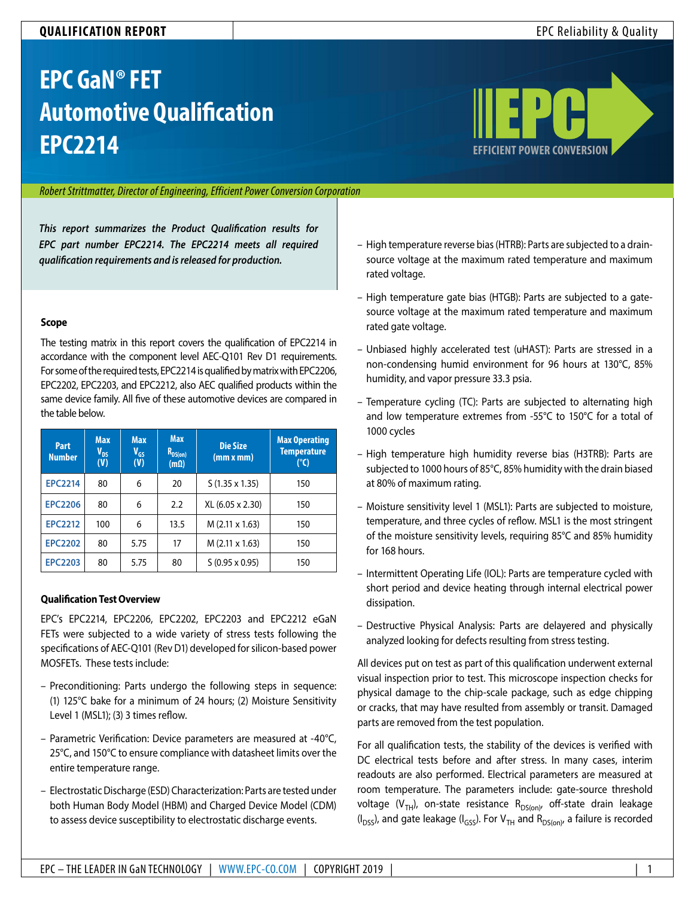# EPC GaN® FET Automotive Qualification EPC2214

*Robert Strittmatter, Director of Engineering, Efficient Power Conversion Corporation*

***This report summarizes the Product Qualification results for EPC part number EPC2214. The EPC2214 meets all required qualification requirements and is released for production.***

### Scope

The testing matrix in this report covers the qualification of EPC2214 in accordance with the component level AEC-Q101 Rev D1 requirements. For some of the required tests, EPC2214 is qualified by matrix with EPC2206, EPC2202, EPC2203, and EPC2212, also AEC qualified products within the same device family. All five of these automotive devices are compared in the table below.

| Part Number | Max $V_{DS}$ (V) | Max $V_{GS}$ (V) | Max $R_{DS(on)}$ (mΩ) | Die Size (mm x mm) | Max Operating Temperature (°C) |
|---|---|---|---|---|---|
| EPC2214 | 80 | 6 | 20 | S (1.35 x 1.35) | 150 |
| EPC2206 | 80 | 6 | 2.2 | XL (6.05 x 2.30) | 150 |
| EPC2212 | 100 | 6 | 13.5 | M (2.11 x 1.63) | 150 |
| EPC2202 | 80 | 5.75 | 17 | M (2.11 x 1.63) | 150 |
| EPC2203 | 80 | 5.75 | 80 | S (0.95 x 0.95) | 150 |

### Qualification Test Overview

EPC's EPC2214, EPC2206, EPC2202, EPC2203 and EPC2212 eGaN FETs were subjected to a wide variety of stress tests following the specifications of AEC-Q101 (Rev D1) developed for silicon-based power MOSFETs. These tests include:

- Preconditioning: Parts undergo the following steps in sequence: (1) 125°C bake for a minimum of 24 hours; (2) Moisture Sensitivity Level 1 (MSL1); (3) 3 times reflow.
- Parametric Verification: Device parameters are measured at -40°C, 25°C, and 150°C to ensure compliance with datasheet limits over the entire temperature range.
- Electrostatic Discharge (ESD) Characterization: Parts are tested under both Human Body Model (HBM) and Charged Device Model (CDM) to assess device susceptibility to electrostatic discharge events.
- High temperature reverse bias (HTRB): Parts are subjected to a drain-source voltage at the maximum rated temperature and maximum rated voltage.
- High temperature gate bias (HTGB): Parts are subjected to a gate-source voltage at the maximum rated temperature and maximum rated gate voltage.
- Unbiased highly accelerated test (uHAST): Parts are stressed in a non-condensing humid environment for 96 hours at 130°C, 85% humidity, and vapor pressure 33.3 psia.
- Temperature cycling (TC): Parts are subjected to alternating high and low temperature extremes from -55°C to 150°C for a total of 1000 cycles
- High temperature high humidity reverse bias (H3TRB): Parts are subjected to 1000 hours of 85°C, 85% humidity with the drain biased at 80% of maximum rating.
- Moisture sensitivity level 1 (MSL1): Parts are subjected to moisture, temperature, and three cycles of reflow. MSL1 is the most stringent of the moisture sensitivity levels, requiring 85°C and 85% humidity for 168 hours.
- Intermittent Operating Life (IOL): Parts are temperature cycled with short period and device heating through internal electrical power dissipation.
- Destructive Physical Analysis: Parts are delayered and physically analyzed looking for defects resulting from stress testing.

All devices put on test as part of this qualification underwent external visual inspection prior to test. This microscope inspection checks for physical damage to the chip-scale package, such as edge chipping or cracks, that may have resulted from assembly or transit. Damaged parts are removed from the test population.

For all qualification tests, the stability of the devices is verified with DC electrical tests before and after stress. In many cases, interim readouts are also performed. Electrical parameters are measured at room temperature. The parameters include: gate-source threshold voltage ($V_{TH}$), on-state resistance $R_{DS(on)}$, off-state drain leakage ($I_{DSS}$), and gate leakage ($I_{GSS}$). For $V_{TH}$ and $R_{DS(on)}$, a failure is recorded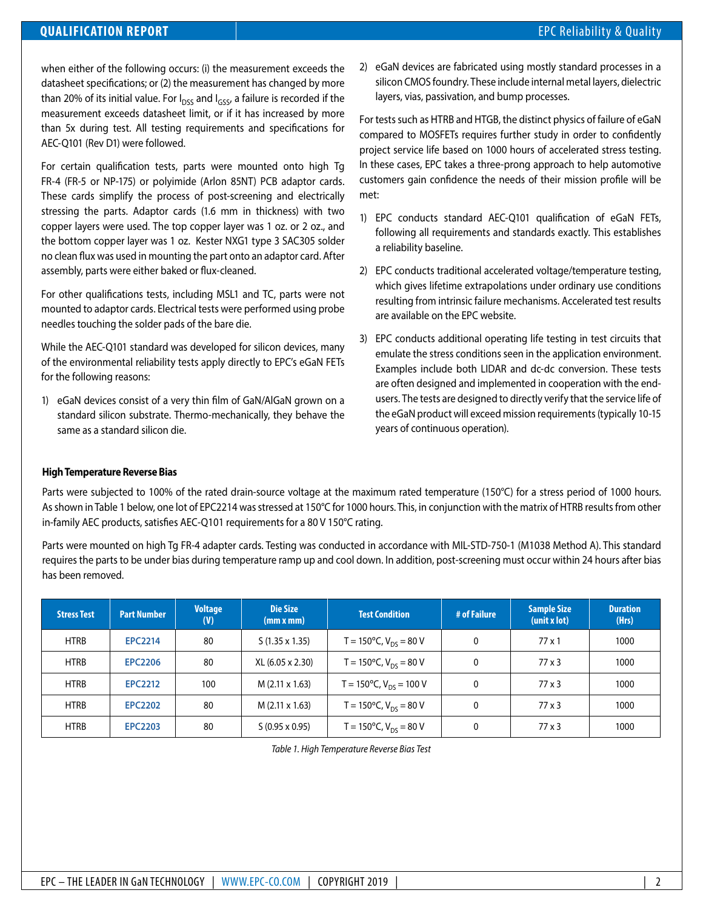when either of the following occurs: (i) the measurement exceeds the datasheet specifications; or (2) the measurement has changed by more than 20% of its initial value. For $I_{DSS}$ and $I_{GSS}$, a failure is recorded if the measurement exceeds datasheet limit, or if it has increased by more than 5x during test. All testing requirements and specifications for AEC-Q101 (Rev D1) were followed.

For certain qualification tests, parts were mounted onto high Tg FR-4 (FR-5 or NP-175) or polyimide (Arlon 85NT) PCB adaptor cards. These cards simplify the process of post-screening and electrically stressing the parts. Adaptor cards (1.6 mm in thickness) with two copper layers were used. The top copper layer was 1 oz. or 2 oz., and the bottom copper layer was 1 oz. Kester NXG1 type 3 SAC305 solder no clean flux was used in mounting the part onto an adaptor card. After assembly, parts were either baked or flux-cleaned.

For other qualifications tests, including MSL1 and TC, parts were not mounted to adaptor cards. Electrical tests were performed using probe needles touching the solder pads of the bare die.

While the AEC-Q101 standard was developed for silicon devices, many of the environmental reliability tests apply directly to EPC's eGaN FETs for the following reasons:

1) eGaN devices consist of a very thin film of GaN/AlGaN grown on a standard silicon substrate. Thermo-mechanically, they behave the same as a standard silicon die.

2) eGaN devices are fabricated using mostly standard processes in a silicon CMOS foundry. These include internal metal layers, dielectric layers, vias, passivation, and bump processes.

For tests such as HTRB and HTGB, the distinct physics of failure of eGaN compared to MOSFETs requires further study in order to confidently project service life based on 1000 hours of accelerated stress testing. In these cases, EPC takes a three-prong approach to help automotive customers gain confidence the needs of their mission profile will be met:

1) EPC conducts standard AEC-Q101 qualification of eGaN FETs, following all requirements and standards exactly. This establishes a reliability baseline.

2) EPC conducts traditional accelerated voltage/temperature testing, which gives lifetime extrapolations under ordinary use conditions resulting from intrinsic failure mechanisms. Accelerated test results are available on the EPC website.

3) EPC conducts additional operating life testing in test circuits that emulate the stress conditions seen in the application environment. Examples include both LIDAR and dc-dc conversion. These tests are often designed and implemented in cooperation with the end-users. The tests are designed to directly verify that the service life of the eGaN product will exceed mission requirements (typically 10-15 years of continuous operation).

**High Temperature Reverse Bias**

Parts were subjected to 100% of the rated drain-source voltage at the maximum rated temperature (150°C) for a stress period of 1000 hours. As shown in Table 1 below, one lot of EPC2214 was stressed at 150°C for 1000 hours. This, in conjunction with the matrix of HTRB results from other in-family AEC products, satisfies AEC-Q101 requirements for a 80 V 150°C rating.

Parts were mounted on high Tg FR-4 adapter cards. Testing was conducted in accordance with MIL-STD-750-1 (M1038 Method A). This standard requires the parts to be under bias during temperature ramp up and cool down. In addition, post-screening must occur within 24 hours after bias has been removed.

| Stress Test | Part Number | Voltage (V) | Die Size (mm x mm) | Test Condition | # of Failure | Sample Size (unit x lot) | Duration (Hrs) |
|---|---|---|---|---|---|---|---|
| HTRB | EPC2214 | 80 | S (1.35 x 1.35) | T = 150°C, $V_{DS}$ = 80 V | 0 | 77 x 1 | 1000 |
| HTRB | EPC2206 | 80 | XL (6.05 x 2.30) | T = 150°C, $V_{DS}$ = 80 V | 0 | 77 x 3 | 1000 |
| HTRB | EPC2212 | 100 | M (2.11 x 1.63) | T = 150°C, $V_{DS}$ = 100 V | 0 | 77 x 3 | 1000 |
| HTRB | EPC2202 | 80 | M (2.11 x 1.63) | T = 150°C, $V_{DS}$ = 80 V | 0 | 77 x 3 | 1000 |
| HTRB | EPC2203 | 80 | S (0.95 x 0.95) | T = 150°C, $V_{DS}$ = 80 V | 0 | 77 x 3 | 1000 |

*Table 1. High Temperature Reverse Bias Test*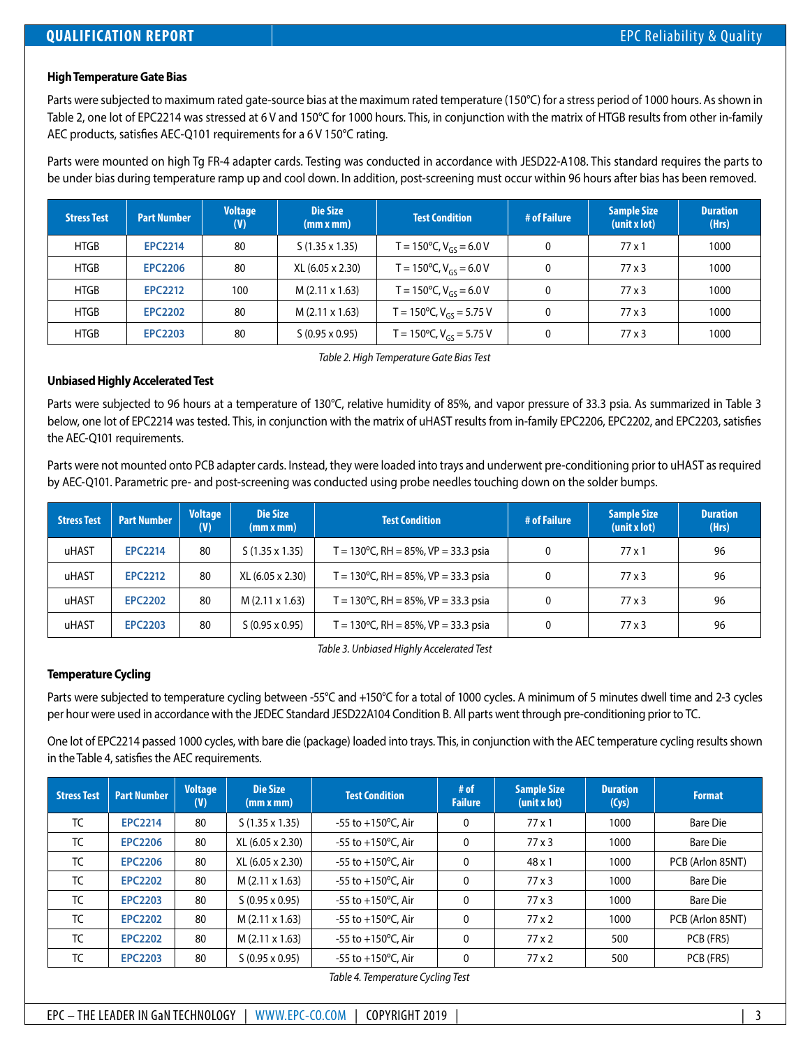### High Temperature Gate Bias

Parts were subjected to maximum rated gate-source bias at the maximum rated temperature (150°C) for a stress period of 1000 hours. As shown in Table 2, one lot of EPC2214 was stressed at 6 V and 150°C for 1000 hours. This, in conjunction with the matrix of HTGB results from other in-family AEC products, satisfies AEC-Q101 requirements for a 6 V 150°C rating.

Parts were mounted on high Tg FR-4 adapter cards. Testing was conducted in accordance with JESD22-A108. This standard requires the parts to be under bias during temperature ramp up and cool down. In addition, post-screening must occur within 96 hours after bias has been removed.

| Stress Test | Part Number | Voltage (V) | Die Size (mm x mm) | Test Condition | # of Failure | Sample Size (unit x lot) | Duration (Hrs) |
|---|---|---|---|---|---|---|---|
| HTGB | EPC2214 | 80 | S (1.35 x 1.35) | T = 150°C, $V_{GS}$ = 6.0 V | 0 | 77 x 1 | 1000 |
| HTGB | EPC2206 | 80 | XL (6.05 x 2.30) | T = 150°C, $V_{GS}$ = 6.0 V | 0 | 77 x 3 | 1000 |
| HTGB | EPC2212 | 100 | M (2.11 x 1.63) | T = 150°C, $V_{GS}$ = 6.0 V | 0 | 77 x 3 | 1000 |
| HTGB | EPC2202 | 80 | M (2.11 x 1.63) | T = 150°C, $V_{GS}$ = 5.75 V | 0 | 77 x 3 | 1000 |
| HTGB | EPC2203 | 80 | S (0.95 x 0.95) | T = 150°C, $V_{GS}$ = 5.75 V | 0 | 77 x 3 | 1000 |

*Table 2. High Temperature Gate Bias Test*

### Unbiased Highly Accelerated Test

Parts were subjected to 96 hours at a temperature of 130°C, relative humidity of 85%, and vapor pressure of 33.3 psia. As summarized in Table 3 below, one lot of EPC2214 was tested. This, in conjunction with the matrix of uHAST results from in-family EPC2206, EPC2202, and EPC2203, satisfies the AEC-Q101 requirements.

Parts were not mounted onto PCB adapter cards. Instead, they were loaded into trays and underwent pre-conditioning prior to uHAST as required by AEC-Q101. Parametric pre- and post-screening was conducted using probe needles touching down on the solder bumps.

| Stress Test | Part Number | Voltage (V) | Die Size (mm x mm) | Test Condition | # of Failure | Sample Size (unit x lot) | Duration (Hrs) |
|---|---|---|---|---|---|---|---|
| uHAST | EPC2214 | 80 | S (1.35 x 1.35) | T = 130°C, RH = 85%, VP = 33.3 psia | 0 | 77 x 1 | 96 |
| uHAST | EPC2212 | 80 | XL (6.05 x 2.30) | T = 130°C, RH = 85%, VP = 33.3 psia | 0 | 77 x 3 | 96 |
| uHAST | EPC2202 | 80 | M (2.11 x 1.63) | T = 130°C, RH = 85%, VP = 33.3 psia | 0 | 77 x 3 | 96 |
| uHAST | EPC2203 | 80 | S (0.95 x 0.95) | T = 130°C, RH = 85%, VP = 33.3 psia | 0 | 77 x 3 | 96 |

*Table 3. Unbiased Highly Accelerated Test*

### Temperature Cycling

Parts were subjected to temperature cycling between -55°C and +150°C for a total of 1000 cycles. A minimum of 5 minutes dwell time and 2-3 cycles per hour were used in accordance with the JEDEC Standard JESD22A104 Condition B. All parts went through pre-conditioning prior to TC.

One lot of EPC2214 passed 1000 cycles, with bare die (package) loaded into trays. This, in conjunction with the AEC temperature cycling results shown in the Table 4, satisfies the AEC requirements.

| Stress Test | Part Number | Voltage (V) | Die Size (mm x mm) | Test Condition | # of Failure | Sample Size (unit x lot) | Duration (Cys) | Format |
|---|---|---|---|---|---|---|---|---|
| TC | EPC2214 | 80 | S (1.35 x 1.35) | -55 to +150°C, Air | 0 | 77 x 1 | 1000 | Bare Die |
| TC | EPC2206 | 80 | XL (6.05 x 2.30) | -55 to +150°C, Air | 0 | 77 x 3 | 1000 | Bare Die |
| TC | EPC2206 | 80 | XL (6.05 x 2.30) | -55 to +150°C, Air | 0 | 48 x 1 | 1000 | PCB (Arlon 85NT) |
| TC | EPC2202 | 80 | M (2.11 x 1.63) | -55 to +150°C, Air | 0 | 77 x 3 | 1000 | Bare Die |
| TC | EPC2203 | 80 | S (0.95 x 0.95) | -55 to +150°C, Air | 0 | 77 x 3 | 1000 | Bare Die |
| TC | EPC2202 | 80 | M (2.11 x 1.63) | -55 to +150°C, Air | 0 | 77 x 2 | 1000 | PCB (Arlon 85NT) |
| TC | EPC2202 | 80 | M (2.11 x 1.63) | -55 to +150°C, Air | 0 | 77 x 2 | 500 | PCB (FR5) |
| TC | EPC2203 | 80 | S (0.95 x 0.95) | -55 to +150°C, Air | 0 | 77 x 2 | 500 | PCB (FR5) |

*Table 4. Temperature Cycling Test*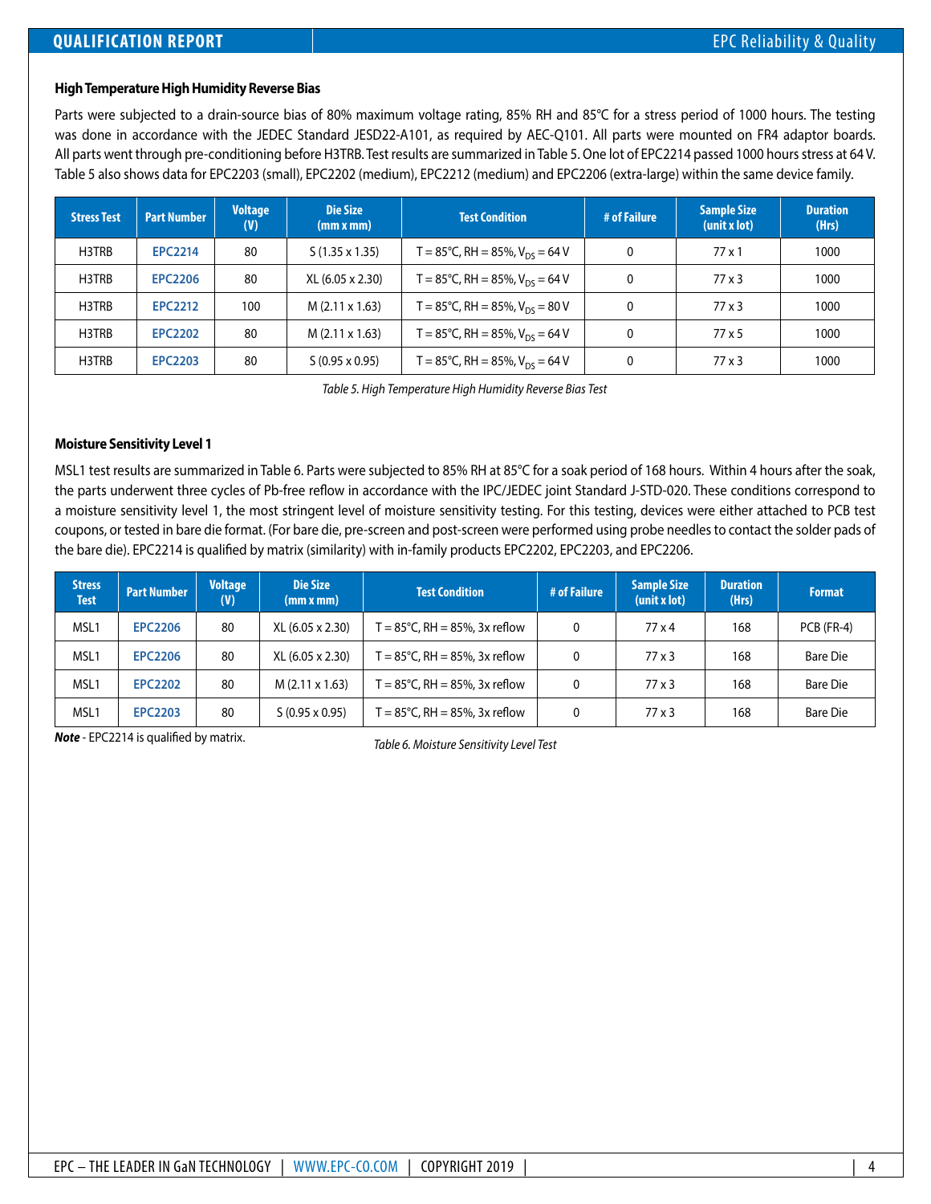### High Temperature High Humidity Reverse Bias

Parts were subjected to a drain-source bias of 80% maximum voltage rating, 85% RH and 85°C for a stress period of 1000 hours. The testing was done in accordance with the JEDEC Standard JESD22-A101, as required by AEC-Q101. All parts were mounted on FR4 adaptor boards. All parts went through pre-conditioning before H3TRB. Test results are summarized in Table 5. One lot of EPC2214 passed 1000 hours stress at 64 V. Table 5 also shows data for EPC2203 (small), EPC2202 (medium), EPC2212 (medium) and EPC2206 (extra-large) within the same device family.

| Stress Test | Part Number | Voltage (V) | Die Size (mm x mm) | Test Condition | # of Failure | Sample Size (unit x lot) | Duration (Hrs) |
|---|---|---|---|---|---|---|---|
| H3TRB | EPC2214 | 80 | S (1.35 x 1.35) | T = 85°C, RH = 85%, $V_{DS}$ = 64 V | 0 | 77 x 1 | 1000 |
| H3TRB | EPC2206 | 80 | XL (6.05 x 2.30) | T = 85°C, RH = 85%, $V_{DS}$ = 64 V | 0 | 77 x 3 | 1000 |
| H3TRB | EPC2212 | 100 | M (2.11 x 1.63) | T = 85°C, RH = 85%, $V_{DS}$ = 80 V | 0 | 77 x 3 | 1000 |
| H3TRB | EPC2202 | 80 | M (2.11 x 1.63) | T = 85°C, RH = 85%, $V_{DS}$ = 64 V | 0 | 77 x 5 | 1000 |
| H3TRB | EPC2203 | 80 | S (0.95 x 0.95) | T = 85°C, RH = 85%, $V_{DS}$ = 64 V | 0 | 77 x 3 | 1000 |

*Table 5. High Temperature High Humidity Reverse Bias Test*

### Moisture Sensitivity Level 1

MSL1 test results are summarized in Table 6. Parts were subjected to 85% RH at 85°C for a soak period of 168 hours. Within 4 hours after the soak, the parts underwent three cycles of Pb-free reflow in accordance with the IPC/JEDEC joint Standard J-STD-020. These conditions correspond to a moisture sensitivity level 1, the most stringent level of moisture sensitivity testing. For this testing, devices were either attached to PCB test coupons, or tested in bare die format. (For bare die, pre-screen and post-screen were performed using probe needles to contact the solder pads of the bare die). EPC2214 is qualified by matrix (similarity) with in-family products EPC2202, EPC2203, and EPC2206.

| Stress Test | Part Number | Voltage (V) | Die Size (mm x mm) | Test Condition | # of Failure | Sample Size (unit x lot) | Duration (Hrs) | Format |
|---|---|---|---|---|---|---|---|---|
| MSL1 | EPC2206 | 80 | XL (6.05 x 2.30) | T = 85°C, RH = 85%, 3x reflow | 0 | 77 x 4 | 168 | PCB (FR-4) |
| MSL1 | EPC2206 | 80 | XL (6.05 x 2.30) | T = 85°C, RH = 85%, 3x reflow | 0 | 77 x 3 | 168 | Bare Die |
| MSL1 | EPC2202 | 80 | M (2.11 x 1.63) | T = 85°C, RH = 85%, 3x reflow | 0 | 77 x 3 | 168 | Bare Die |
| MSL1 | EPC2203 | 80 | S (0.95 x 0.95) | T = 85°C, RH = 85%, 3x reflow | 0 | 77 x 3 | 168 | Bare Die |

***Note*** - EPC2214 is qualified by matrix.

*Table 6. Moisture Sensitivity Level Test*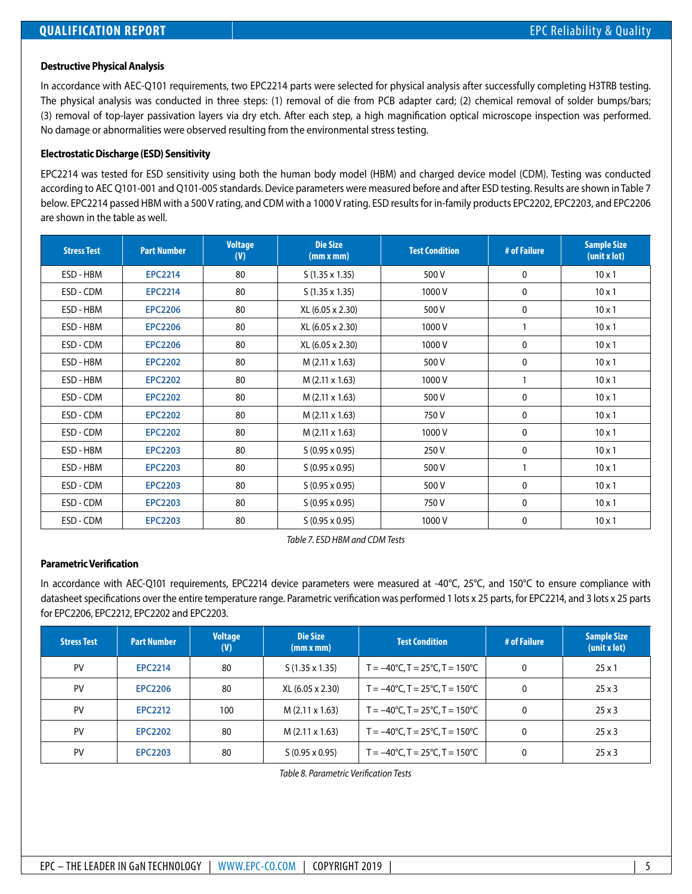### Destructive Physical Analysis

In accordance with AEC-Q101 requirements, two EPC2214 parts were selected for physical analysis after successfully completing H3TRB testing. The physical analysis was conducted in three steps: (1) removal of die from PCB adapter card; (2) chemical removal of solder bumps/bars; (3) removal of top-layer passivation layers via dry etch. After each step, a high magnification optical microscope inspection was performed. No damage or abnormalities were observed resulting from the environmental stress testing.

### Electrostatic Discharge (ESD) Sensitivity

EPC2214 was tested for ESD sensitivity using both the human body model (HBM) and charged device model (CDM). Testing was conducted according to AEC Q101-001 and Q101-005 standards. Device parameters were measured before and after ESD testing. Results are shown in Table 7 below. EPC2214 passed HBM with a 500 V rating, and CDM with a 1000 V rating. ESD results for in-family products EPC2202, EPC2203, and EPC2206 are shown in the table as well.

| Stress Test | Part Number | Voltage (V) | Die Size (mm x mm) | Test Condition | # of Failure | Sample Size (unit x lot) |
|---|---|---|---|---|---|---|
| ESD - HBM | EPC2214 | 80 | S (1.35 x 1.35) | 500 V | 0 | 10 x 1 |
| ESD - CDM | EPC2214 | 80 | S (1.35 x 1.35) | 1000 V | 0 | 10 x 1 |
| ESD - HBM | EPC2206 | 80 | XL (6.05 x 2.30) | 500 V | 0 | 10 x 1 |
| ESD - HBM | EPC2206 | 80 | XL (6.05 x 2.30) | 1000 V | 1 | 10 x 1 |
| ESD - CDM | EPC2206 | 80 | XL (6.05 x 2.30) | 1000 V | 0 | 10 x 1 |
| ESD - HBM | EPC2202 | 80 | M (2.11 x 1.63) | 500 V | 0 | 10 x 1 |
| ESD - HBM | EPC2202 | 80 | M (2.11 x 1.63) | 1000 V | 1 | 10 x 1 |
| ESD - CDM | EPC2202 | 80 | M (2.11 x 1.63) | 500 V | 0 | 10 x 1 |
| ESD - CDM | EPC2202 | 80 | M (2.11 x 1.63) | 750 V | 0 | 10 x 1 |
| ESD - CDM | EPC2202 | 80 | M (2.11 x 1.63) | 1000 V | 0 | 10 x 1 |
| ESD - HBM | EPC2203 | 80 | S (0.95 x 0.95) | 250 V | 0 | 10 x 1 |
| ESD - HBM | EPC2203 | 80 | S (0.95 x 0.95) | 500 V | 1 | 10 x 1 |
| ESD - CDM | EPC2203 | 80 | S (0.95 x 0.95) | 500 V | 0 | 10 x 1 |
| ESD - CDM | EPC2203 | 80 | S (0.95 x 0.95) | 750 V | 0 | 10 x 1 |
| ESD - CDM | EPC2203 | 80 | S (0.95 x 0.95) | 1000 V | 0 | 10 x 1 |

*Table 7. ESD HBM and CDM Tests*

### Parametric Verification

In accordance with AEC-Q101 requirements, EPC2214 device parameters were measured at -40°C, 25°C, and 150°C to ensure compliance with datasheet specifications over the entire temperature range. Parametric verification was performed 1 lots x 25 parts, for EPC2214, and 3 lots x 25 parts for EPC2206, EPC2212, EPC2202 and EPC2203.

| Stress Test | Part Number | Voltage (V) | Die Size (mm x mm) | Test Condition | # of Failure | Sample Size (unit x lot) |
|---|---|---|---|---|---|---|
| PV | EPC2214 | 80 | S (1.35 x 1.35) | T = –40°C, T = 25°C, T = 150°C | 0 | 25 x 1 |
| PV | EPC2206 | 80 | XL (6.05 x 2.30) | T = –40°C, T = 25°C, T = 150°C | 0 | 25 x 3 |
| PV | EPC2212 | 100 | M (2.11 x 1.63) | T = –40°C, T = 25°C, T = 150°C | 0 | 25 x 3 |
| PV | EPC2202 | 80 | M (2.11 x 1.63) | T = –40°C, T = 25°C, T = 150°C | 0 | 25 x 3 |
| PV | EPC2203 | 80 | S (0.95 x 0.95) | T = –40°C, T = 25°C, T = 150°C | 0 | 25 x 3 |

*Table 8. Parametric Verification Tests*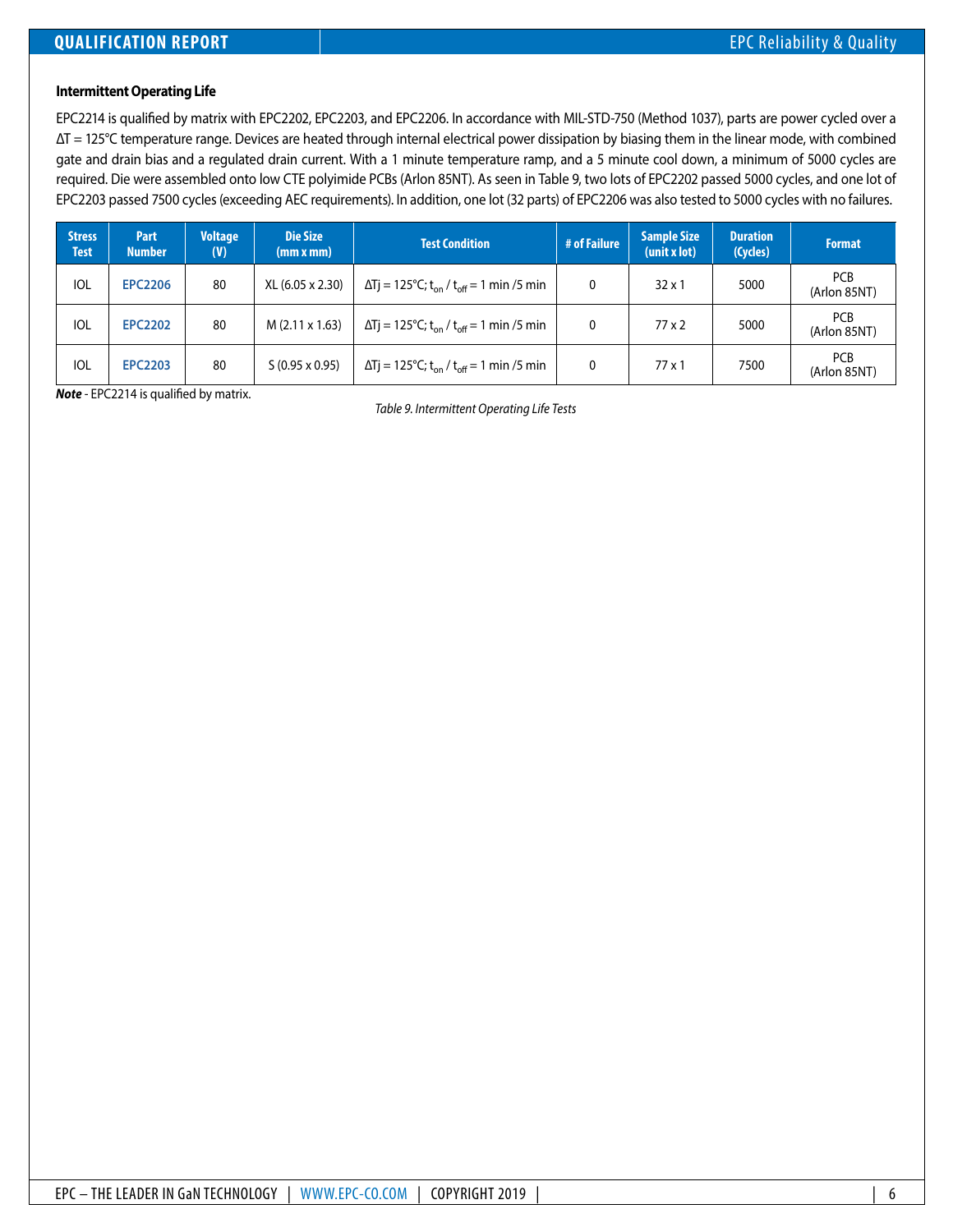### Intermittent Operating Life

EPC2214 is qualified by matrix with EPC2202, EPC2203, and EPC2206. In accordance with MIL-STD-750 (Method 1037), parts are power cycled over a ΔT = 125°C temperature range. Devices are heated through internal electrical power dissipation by biasing them in the linear mode, with combined gate and drain bias and a regulated drain current. With a 1 minute temperature ramp, and a 5 minute cool down, a minimum of 5000 cycles are required. Die were assembled onto low CTE polyimide PCBs (Arlon 85NT). As seen in Table 9, two lots of EPC2202 passed 5000 cycles, and one lot of EPC2203 passed 7500 cycles (exceeding AEC requirements). In addition, one lot (32 parts) of EPC2206 was also tested to 5000 cycles with no failures.

| Stress Test | Part Number | Voltage (V) | Die Size (mm x mm) | Test Condition | # of Failure | Sample Size (unit x lot) | Duration (Cycles) | Format |
|---|---|---|---|---|---|---|---|---|
| IOL | EPC2206 | 80 | XL (6.05 x 2.30) | ΔTj = 125°C; $t_{on}$ / $t_{off}$ = 1 min /5 min | 0 | 32 x 1 | 5000 | PCB (Arlon 85NT) |
| IOL | EPC2202 | 80 | M (2.11 x 1.63) | ΔTj = 125°C; $t_{on}$ / $t_{off}$ = 1 min /5 min | 0 | 77 x 2 | 5000 | PCB (Arlon 85NT) |
| IOL | EPC2203 | 80 | S (0.95 x 0.95) | ΔTj = 125°C; $t_{on}$ / $t_{off}$ = 1 min /5 min | 0 | 77 x 1 | 7500 | PCB (Arlon 85NT) |

***Note*** - EPC2214 is qualified by matrix.

*Table 9. Intermittent Operating Life Tests*